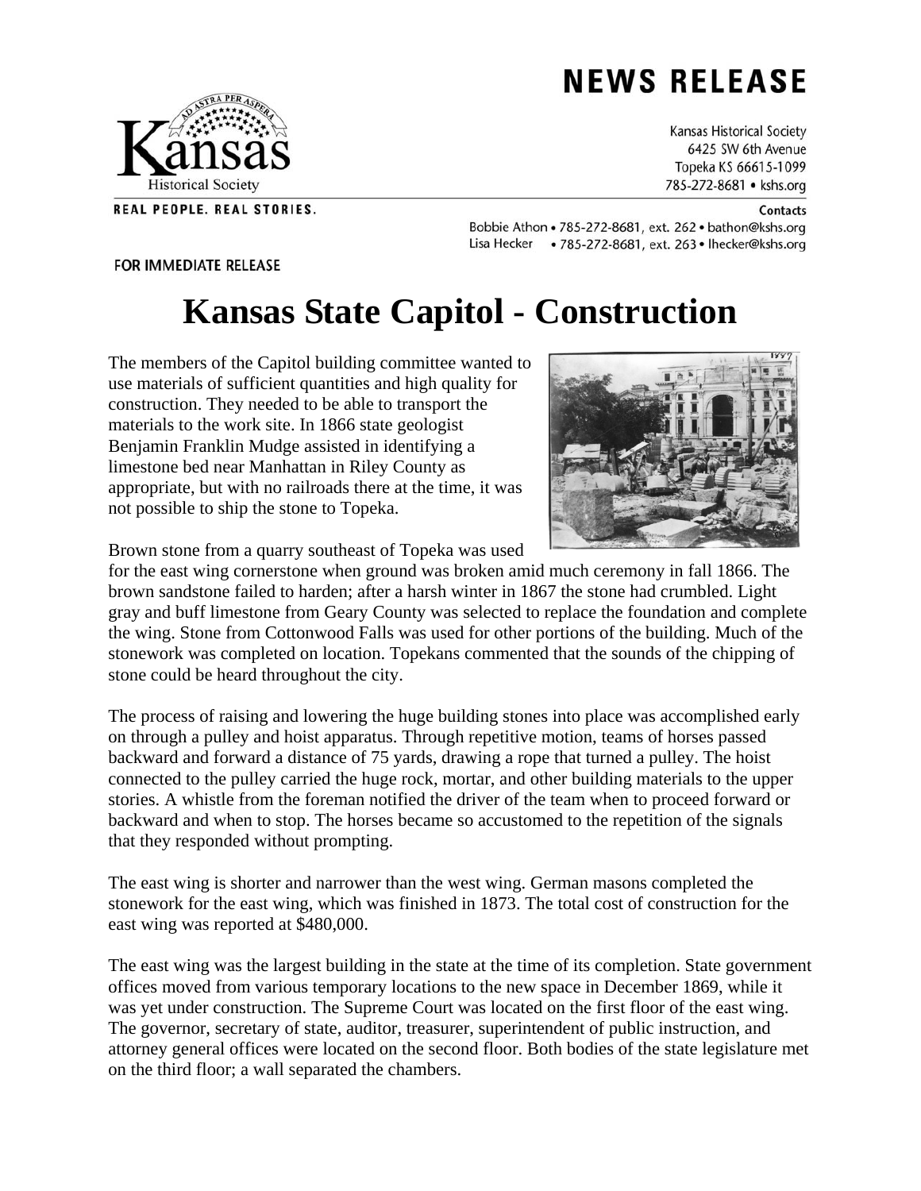# NEWS RELEASE

Kansas Historical Society
6425 SW 6th Avenue
Topeka KS 66615-1099
785-272-8681 • kshs.org

Kansas Historical Society

REAL PEOPLE. REAL STORIES.

Contacts
Bobbie Athon • 785-272-8681, ext. 262 • bathon@kshs.org
Lisa Hecker • 785-272-8681, ext. 263 • lhecker@kshs.org

FOR IMMEDIATE RELEASE

# Kansas State Capitol - Construction

The members of the Capitol building committee wanted to use materials of sufficient quantities and high quality for construction. They needed to be able to transport the materials to the work site. In 1866 state geologist Benjamin Franklin Mudge assisted in identifying a limestone bed near Manhattan in Riley County as appropriate, but with no railroads there at the time, it was not possible to ship the stone to Topeka.

Brown stone from a quarry southeast of Topeka was used for the east wing cornerstone when ground was broken amid much ceremony in fall 1866. The brown sandstone failed to harden; after a harsh winter in 1867 the stone had crumbled. Light gray and buff limestone from Geary County was selected to replace the foundation and complete the wing. Stone from Cottonwood Falls was used for other portions of the building. Much of the stonework was completed on location. Topekans commented that the sounds of the chipping of stone could be heard throughout the city.

The process of raising and lowering the huge building stones into place was accomplished early on through a pulley and hoist apparatus. Through repetitive motion, teams of horses passed backward and forward a distance of 75 yards, drawing a rope that turned a pulley. The hoist connected to the pulley carried the huge rock, mortar, and other building materials to the upper stories. A whistle from the foreman notified the driver of the team when to proceed forward or backward and when to stop. The horses became so accustomed to the repetition of the signals that they responded without prompting.

The east wing is shorter and narrower than the west wing. German masons completed the stonework for the east wing, which was finished in 1873. The total cost of construction for the east wing was reported at $480,000.

The east wing was the largest building in the state at the time of its completion. State government offices moved from various temporary locations to the new space in December 1869, while it was yet under construction. The Supreme Court was located on the first floor of the east wing. The governor, secretary of state, auditor, treasurer, superintendent of public instruction, and attorney general offices were located on the second floor. Both bodies of the state legislature met on the third floor; a wall separated the chambers.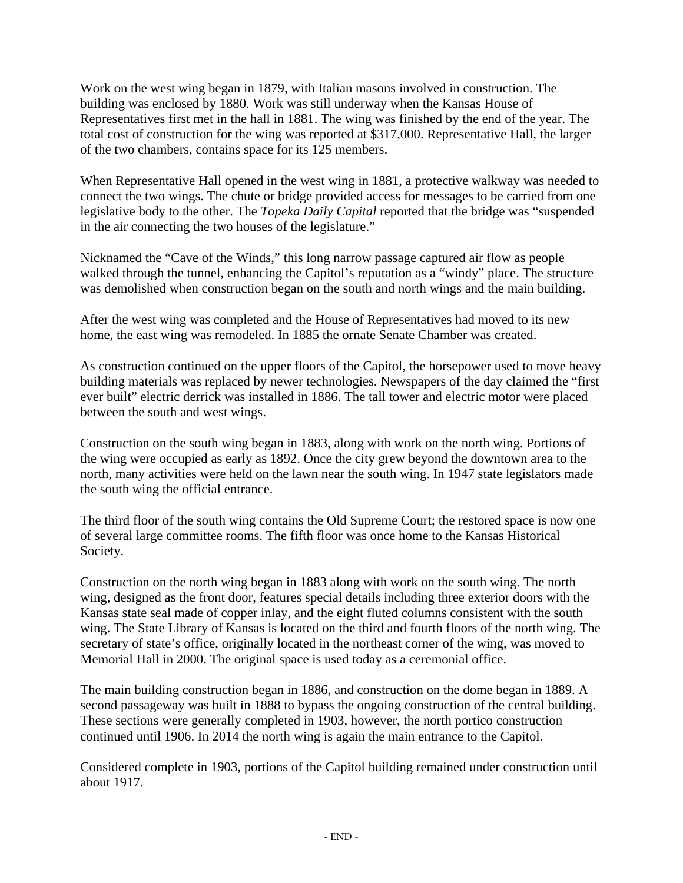Work on the west wing began in 1879, with Italian masons involved in construction. The building was enclosed by 1880. Work was still underway when the Kansas House of Representatives first met in the hall in 1881. The wing was finished by the end of the year. The total cost of construction for the wing was reported at $317,000. Representative Hall, the larger of the two chambers, contains space for its 125 members.

When Representative Hall opened in the west wing in 1881, a protective walkway was needed to connect the two wings. The chute or bridge provided access for messages to be carried from one legislative body to the other. The *Topeka Daily Capital* reported that the bridge was "suspended in the air connecting the two houses of the legislature."

Nicknamed the "Cave of the Winds," this long narrow passage captured air flow as people walked through the tunnel, enhancing the Capitol's reputation as a "windy" place. The structure was demolished when construction began on the south and north wings and the main building.

After the west wing was completed and the House of Representatives had moved to its new home, the east wing was remodeled. In 1885 the ornate Senate Chamber was created.

As construction continued on the upper floors of the Capitol, the horsepower used to move heavy building materials was replaced by newer technologies. Newspapers of the day claimed the "first ever built" electric derrick was installed in 1886. The tall tower and electric motor were placed between the south and west wings.

Construction on the south wing began in 1883, along with work on the north wing. Portions of the wing were occupied as early as 1892. Once the city grew beyond the downtown area to the north, many activities were held on the lawn near the south wing. In 1947 state legislators made the south wing the official entrance.

The third floor of the south wing contains the Old Supreme Court; the restored space is now one of several large committee rooms. The fifth floor was once home to the Kansas Historical Society.

Construction on the north wing began in 1883 along with work on the south wing. The north wing, designed as the front door, features special details including three exterior doors with the Kansas state seal made of copper inlay, and the eight fluted columns consistent with the south wing. The State Library of Kansas is located on the third and fourth floors of the north wing. The secretary of state's office, originally located in the northeast corner of the wing, was moved to Memorial Hall in 2000. The original space is used today as a ceremonial office.

The main building construction began in 1886, and construction on the dome began in 1889. A second passageway was built in 1888 to bypass the ongoing construction of the central building. These sections were generally completed in 1903, however, the north portico construction continued until 1906. In 2014 the north wing is again the main entrance to the Capitol.

Considered complete in 1903, portions of the Capitol building remained under construction until about 1917.

- END -